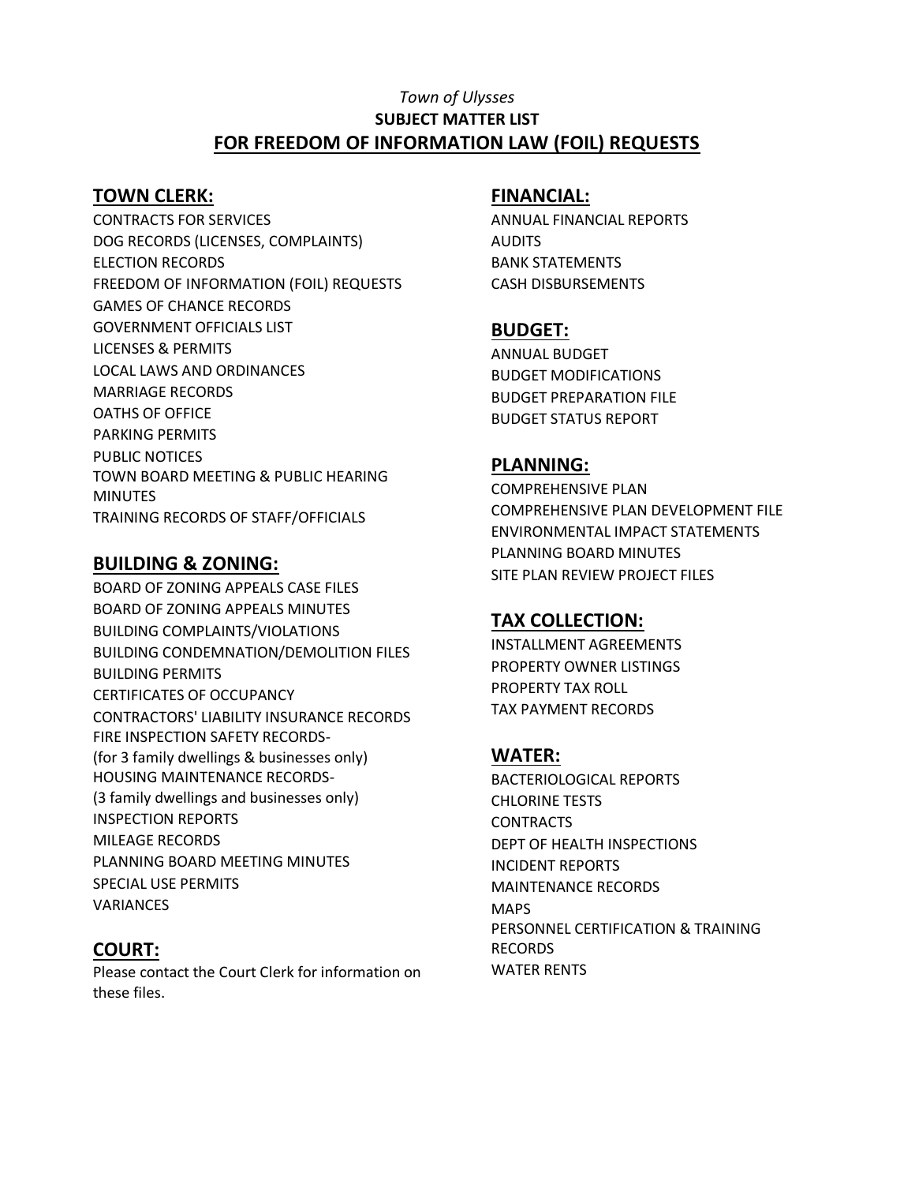*Town of Ulysses*

**SUBJECT MATTER LIST**

# FOR FREEDOM OF INFORMATION LAW (FOIL) REQUESTS

## TOWN CLERK:

CONTRACTS FOR SERVICES
DOG RECORDS (LICENSES, COMPLAINTS)
ELECTION RECORDS
FREEDOM OF INFORMATION (FOIL) REQUESTS
GAMES OF CHANCE RECORDS
GOVERNMENT OFFICIALS LIST
LICENSES & PERMITS
LOCAL LAWS AND ORDINANCES
MARRIAGE RECORDS
OATHS OF OFFICE
PARKING PERMITS
PUBLIC NOTICES
TOWN BOARD MEETING & PUBLIC HEARING MINUTES
TRAINING RECORDS OF STAFF/OFFICIALS

## BUILDING & ZONING:

BOARD OF ZONING APPEALS CASE FILES
BOARD OF ZONING APPEALS MINUTES
BUILDING COMPLAINTS/VIOLATIONS
BUILDING CONDEMNATION/DEMOLITION FILES
BUILDING PERMITS
CERTIFICATES OF OCCUPANCY
CONTRACTORS' LIABILITY INSURANCE RECORDS
FIRE INSPECTION SAFETY RECORDS-
(for 3 family dwellings & businesses only)
HOUSING MAINTENANCE RECORDS-
(3 family dwellings and businesses only)
INSPECTION REPORTS
MILEAGE RECORDS
PLANNING BOARD MEETING MINUTES
SPECIAL USE PERMITS
VARIANCES

## COURT:

Please contact the Court Clerk for information on these files.

## FINANCIAL:

ANNUAL FINANCIAL REPORTS
AUDITS
BANK STATEMENTS
CASH DISBURSEMENTS

## BUDGET:

ANNUAL BUDGET
BUDGET MODIFICATIONS
BUDGET PREPARATION FILE
BUDGET STATUS REPORT

## PLANNING:

COMPREHENSIVE PLAN
COMPREHENSIVE PLAN DEVELOPMENT FILE
ENVIRONMENTAL IMPACT STATEMENTS
PLANNING BOARD MINUTES
SITE PLAN REVIEW PROJECT FILES

## TAX COLLECTION:

INSTALLMENT AGREEMENTS
PROPERTY OWNER LISTINGS
PROPERTY TAX ROLL
TAX PAYMENT RECORDS

## WATER:

BACTERIOLOGICAL REPORTS
CHLORINE TESTS
CONTRACTS
DEPT OF HEALTH INSPECTIONS
INCIDENT REPORTS
MAINTENANCE RECORDS
MAPS
PERSONNEL CERTIFICATION & TRAINING RECORDS
WATER RENTS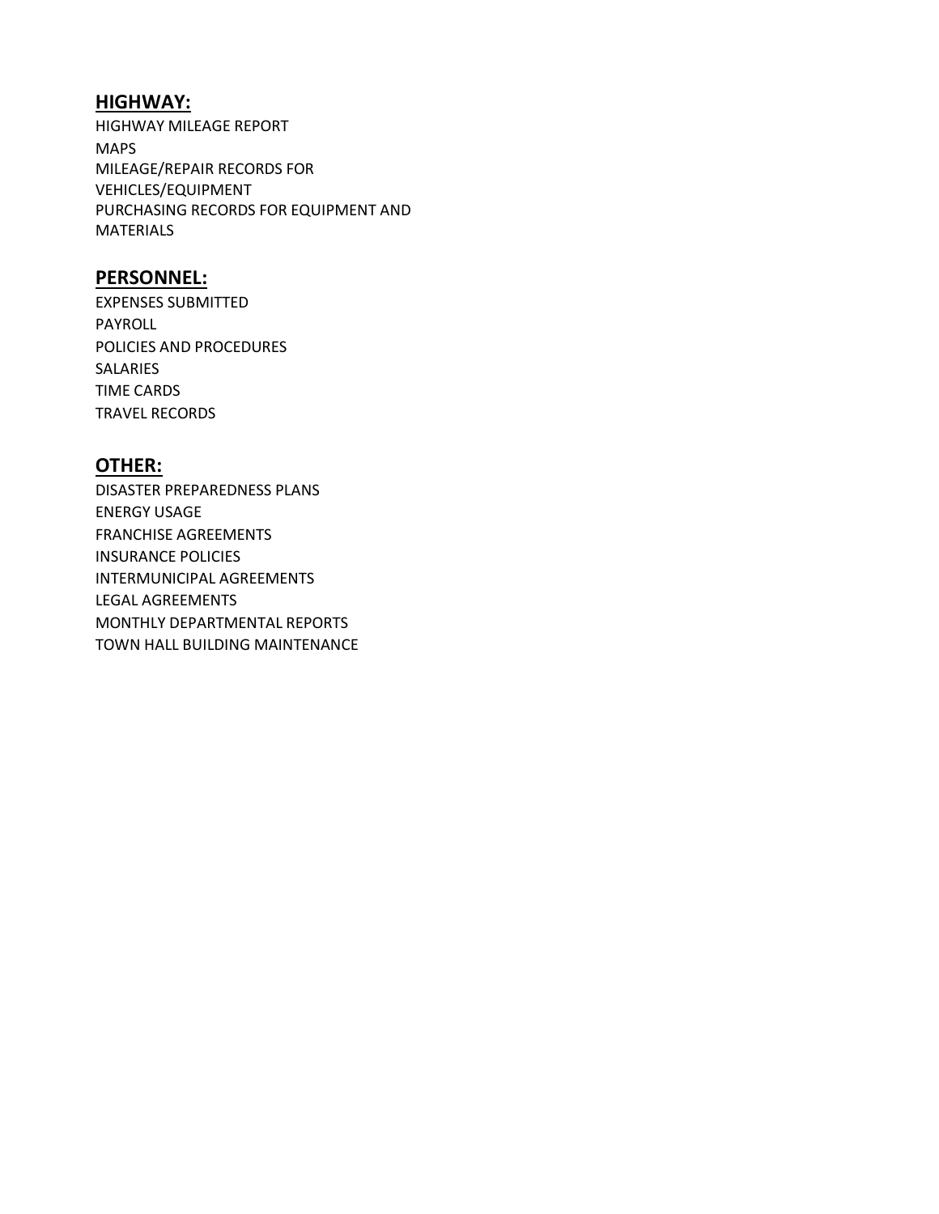## **HIGHWAY:**

HIGHWAY MILEAGE REPORT
MAPS
MILEAGE/REPAIR RECORDS FOR VEHICLES/EQUIPMENT
PURCHASING RECORDS FOR EQUIPMENT AND MATERIALS

## **PERSONNEL:**

EXPENSES SUBMITTED
PAYROLL
POLICIES AND PROCEDURES
SALARIES
TIME CARDS
TRAVEL RECORDS

## **OTHER:**

DISASTER PREPAREDNESS PLANS
ENERGY USAGE
FRANCHISE AGREEMENTS
INSURANCE POLICIES
INTERMUNICIPAL AGREEMENTS
LEGAL AGREEMENTS
MONTHLY DEPARTMENTAL REPORTS
TOWN HALL BUILDING MAINTENANCE